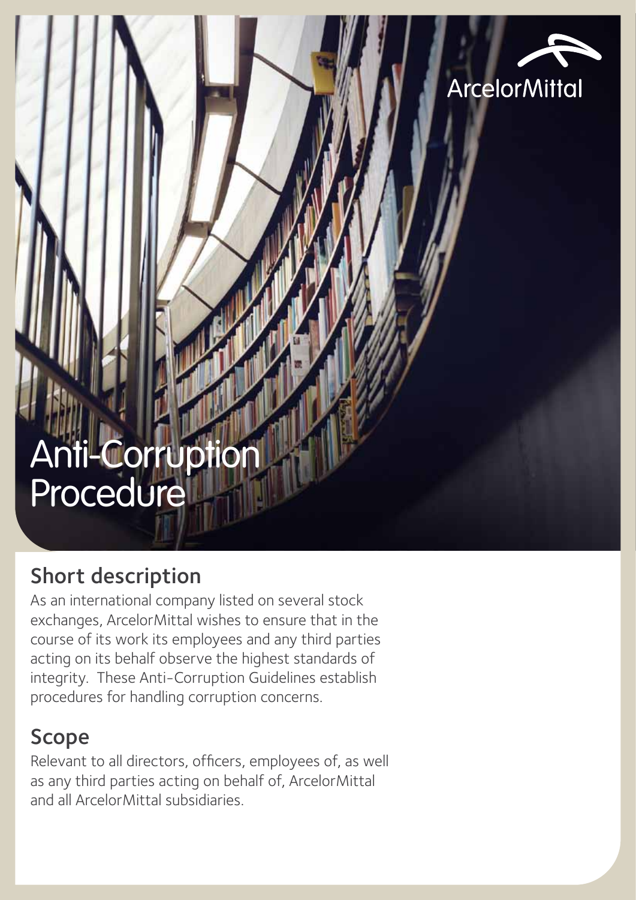ArcelorMittal

# Anti-Corruption Procedure

## Short description

As an international company listed on several stock exchanges, ArcelorMittal wishes to ensure that in the course of its work its employees and any third parties acting on its behalf observe the highest standards of integrity. These Anti-Corruption Guidelines establish procedures for handling corruption concerns.

## Scope

Relevant to all directors, officers, employees of, as well as any third parties acting on behalf of, ArcelorMittal and all ArcelorMittal subsidiaries.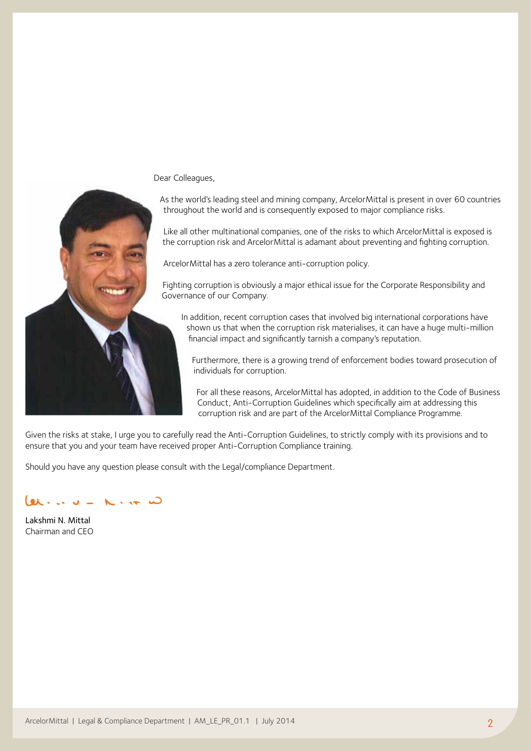Dear Colleagues,

As the world's leading steel and mining company, ArcelorMittal is present in over 60 countries throughout the world and is consequently exposed to major compliance risks.

Like all other multinational companies, one of the risks to which ArcelorMittal is exposed is the corruption risk and ArcelorMittal is adamant about preventing and fighting corruption.

ArcelorMittal has a zero tolerance anti-corruption policy.

Fighting corruption is obviously a major ethical issue for the Corporate Responsibility and Governance of our Company.

In addition, recent corruption cases that involved big international corporations have shown us that when the corruption risk materialises, it can have a huge multi-million financial impact and significantly tarnish a company's reputation.

Furthermore, there is a growing trend of enforcement bodies toward prosecution of individuals for corruption.

For all these reasons, ArcelorMittal has adopted, in addition to the Code of Business Conduct, Anti-Corruption Guidelines which specifically aim at addressing this corruption risk and are part of the ArcelorMittal Compliance Programme.

Given the risks at stake, I urge you to carefully read the Anti-Corruption Guidelines, to strictly comply with its provisions and to ensure that you and your team have received proper Anti-Corruption Compliance training.

Should you have any question please consult with the Legal/compliance Department.

Lakshmi N. Mittal
Chairman and CEO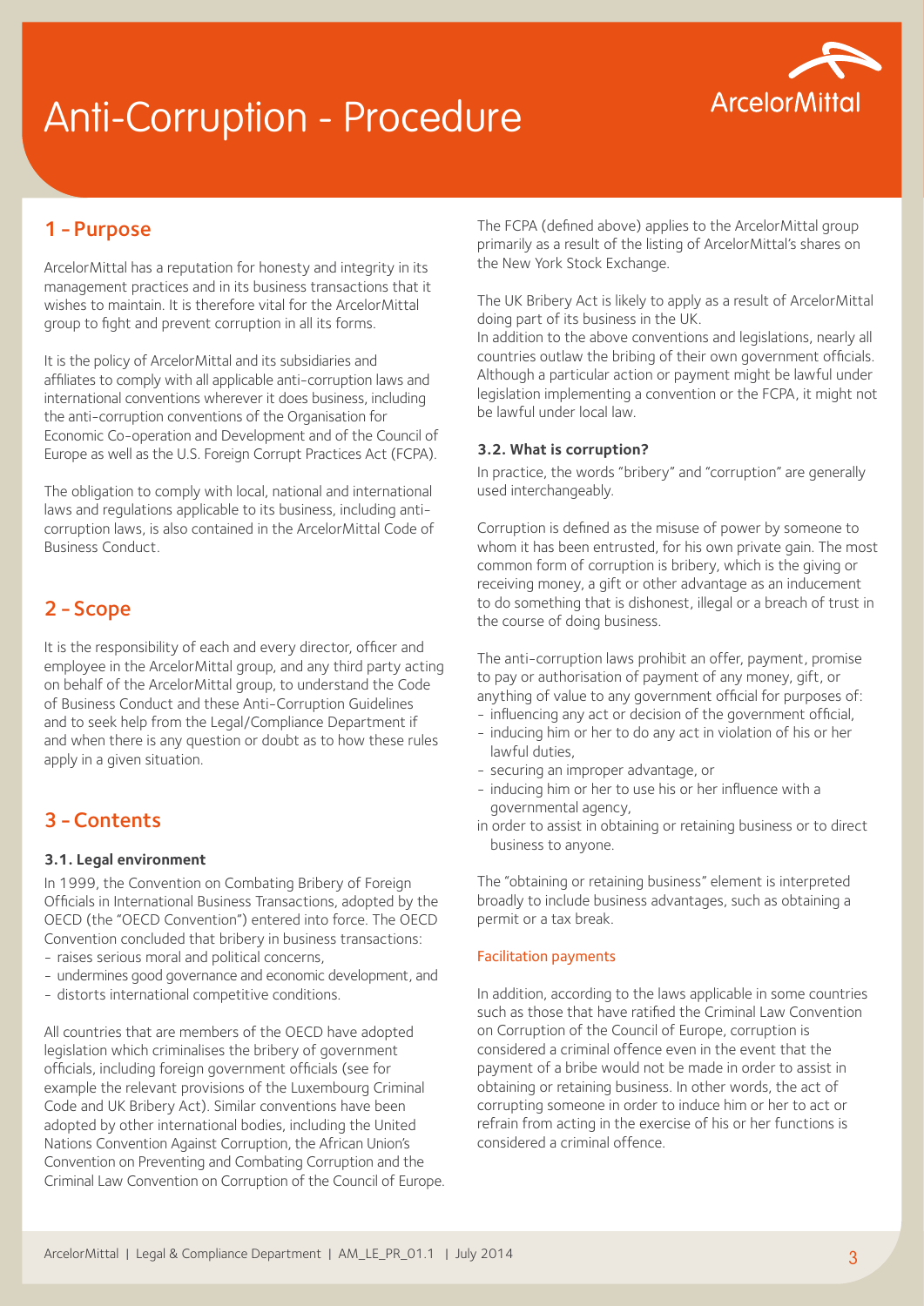# Anti-Corruption - Procedure

ArcelorMittal

## 1 - Purpose

ArcelorMittal has a reputation for honesty and integrity in its management practices and in its business transactions that it wishes to maintain. It is therefore vital for the ArcelorMittal group to fight and prevent corruption in all its forms.

It is the policy of ArcelorMittal and its subsidiaries and affiliates to comply with all applicable anti-corruption laws and international conventions wherever it does business, including the anti-corruption conventions of the Organisation for Economic Co-operation and Development and of the Council of Europe as well as the U.S. Foreign Corrupt Practices Act (FCPA).

The obligation to comply with local, national and international laws and regulations applicable to its business, including anti-corruption laws, is also contained in the ArcelorMittal Code of Business Conduct.

## 2 - Scope

It is the responsibility of each and every director, officer and employee in the ArcelorMittal group, and any third party acting on behalf of the ArcelorMittal group, to understand the Code of Business Conduct and these Anti-Corruption Guidelines and to seek help from the Legal/Compliance Department if and when there is any question or doubt as to how these rules apply in a given situation.

## 3 - Contents

### 3.1. Legal environment

In 1999, the Convention on Combating Bribery of Foreign Officials in International Business Transactions, adopted by the OECD (the "OECD Convention") entered into force. The OECD Convention concluded that bribery in business transactions:

- raises serious moral and political concerns,
- undermines good governance and economic development, and
- distorts international competitive conditions.

All countries that are members of the OECD have adopted legislation which criminalises the bribery of government officials, including foreign government officials (see for example the relevant provisions of the Luxembourg Criminal Code and UK Bribery Act). Similar conventions have been adopted by other international bodies, including the United Nations Convention Against Corruption, the African Union's Convention on Preventing and Combating Corruption and the Criminal Law Convention on Corruption of the Council of Europe.

The FCPA (defined above) applies to the ArcelorMittal group primarily as a result of the listing of ArcelorMittal's shares on the New York Stock Exchange.

The UK Bribery Act is likely to apply as a result of ArcelorMittal doing part of its business in the UK.

In addition to the above conventions and legislations, nearly all countries outlaw the bribing of their own government officials. Although a particular action or payment might be lawful under legislation implementing a convention or the FCPA, it might not be lawful under local law.

### 3.2. What is corruption?

In practice, the words "bribery" and "corruption" are generally used interchangeably.

Corruption is defined as the misuse of power by someone to whom it has been entrusted, for his own private gain. The most common form of corruption is bribery, which is the giving or receiving money, a gift or other advantage as an inducement to do something that is dishonest, illegal or a breach of trust in the course of doing business.

The anti-corruption laws prohibit an offer, payment, promise to pay or authorisation of payment of any money, gift, or anything of value to any government official for purposes of:

- influencing any act or decision of the government official,
- inducing him or her to do any act in violation of his or her lawful duties,
- securing an improper advantage, or
- inducing him or her to use his or her influence with a governmental agency,

in order to assist in obtaining or retaining business or to direct business to anyone.

The "obtaining or retaining business" element is interpreted broadly to include business advantages, such as obtaining a permit or a tax break.

#### Facilitation payments

In addition, according to the laws applicable in some countries such as those that have ratified the Criminal Law Convention on Corruption of the Council of Europe, corruption is considered a criminal offence even in the event that the payment of a bribe would not be made in order to assist in obtaining or retaining business. In other words, the act of corrupting someone in order to induce him or her to act or refrain from acting in the exercise of his or her functions is considered a criminal offence.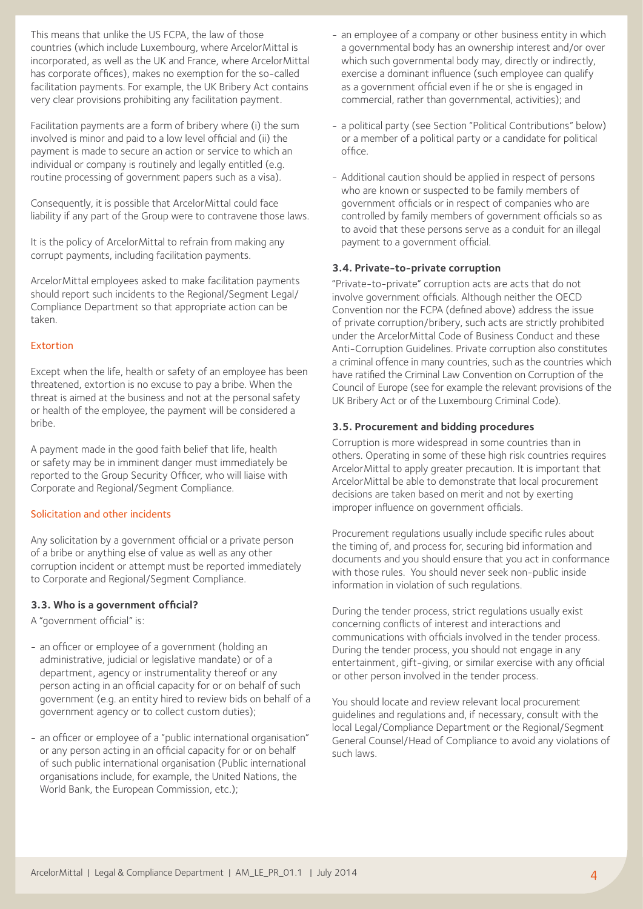This means that unlike the US FCPA, the law of those countries (which include Luxembourg, where ArcelorMittal is incorporated, as well as the UK and France, where ArcelorMittal has corporate offices), makes no exemption for the so-called facilitation payments. For example, the UK Bribery Act contains very clear provisions prohibiting any facilitation payment.

Facilitation payments are a form of bribery where (i) the sum involved is minor and paid to a low level official and (ii) the payment is made to secure an action or service to which an individual or company is routinely and legally entitled (e.g. routine processing of government papers such as a visa).

Consequently, it is possible that ArcelorMittal could face liability if any part of the Group were to contravene those laws.

It is the policy of ArcelorMittal to refrain from making any corrupt payments, including facilitation payments.

ArcelorMittal employees asked to make facilitation payments should report such incidents to the Regional/Segment Legal/Compliance Department so that appropriate action can be taken.

#### Extortion

Except when the life, health or safety of an employee has been threatened, extortion is no excuse to pay a bribe. When the threat is aimed at the business and not at the personal safety or health of the employee, the payment will be considered a bribe.

A payment made in the good faith belief that life, health or safety may be in imminent danger must immediately be reported to the Group Security Officer, who will liaise with Corporate and Regional/Segment Compliance.

#### Solicitation and other incidents

Any solicitation by a government official or a private person of a bribe or anything else of value as well as any other corruption incident or attempt must be reported immediately to Corporate and Regional/Segment Compliance.

### 3.3. Who is a government official?

A "government official" is:

- an officer or employee of a government (holding an administrative, judicial or legislative mandate) or of a department, agency or instrumentality thereof or any person acting in an official capacity for or on behalf of such government (e.g. an entity hired to review bids on behalf of a government agency or to collect custom duties);
- an officer or employee of a "public international organisation" or any person acting in an official capacity for or on behalf of such public international organisation (Public international organisations include, for example, the United Nations, the World Bank, the European Commission, etc.);
- an employee of a company or other business entity in which a governmental body has an ownership interest and/or over which such governmental body may, directly or indirectly, exercise a dominant influence (such employee can qualify as a government official even if he or she is engaged in commercial, rather than governmental, activities); and
- a political party (see Section "Political Contributions" below) or a member of a political party or a candidate for political office.
- Additional caution should be applied in respect of persons who are known or suspected to be family members of government officials or in respect of companies who are controlled by family members of government officials so as to avoid that these persons serve as a conduit for an illegal payment to a government official.

### 3.4. Private-to-private corruption

"Private-to-private" corruption acts are acts that do not involve government officials. Although neither the OECD Convention nor the FCPA (defined above) address the issue of private corruption/bribery, such acts are strictly prohibited under the ArcelorMittal Code of Business Conduct and these Anti-Corruption Guidelines. Private corruption also constitutes a criminal offence in many countries, such as the countries which have ratified the Criminal Law Convention on Corruption of the Council of Europe (see for example the relevant provisions of the UK Bribery Act or of the Luxembourg Criminal Code).

### 3.5. Procurement and bidding procedures

Corruption is more widespread in some countries than in others. Operating in some of these high risk countries requires ArcelorMittal to apply greater precaution. It is important that ArcelorMittal be able to demonstrate that local procurement decisions are taken based on merit and not by exerting improper influence on government officials.

Procurement regulations usually include specific rules about the timing of, and process for, securing bid information and documents and you should ensure that you act in conformance with those rules. You should never seek non-public inside information in violation of such regulations.

During the tender process, strict regulations usually exist concerning conflicts of interest and interactions and communications with officials involved in the tender process. During the tender process, you should not engage in any entertainment, gift-giving, or similar exercise with any official or other person involved in the tender process.

You should locate and review relevant local procurement guidelines and regulations and, if necessary, consult with the local Legal/Compliance Department or the Regional/Segment General Counsel/Head of Compliance to avoid any violations of such laws.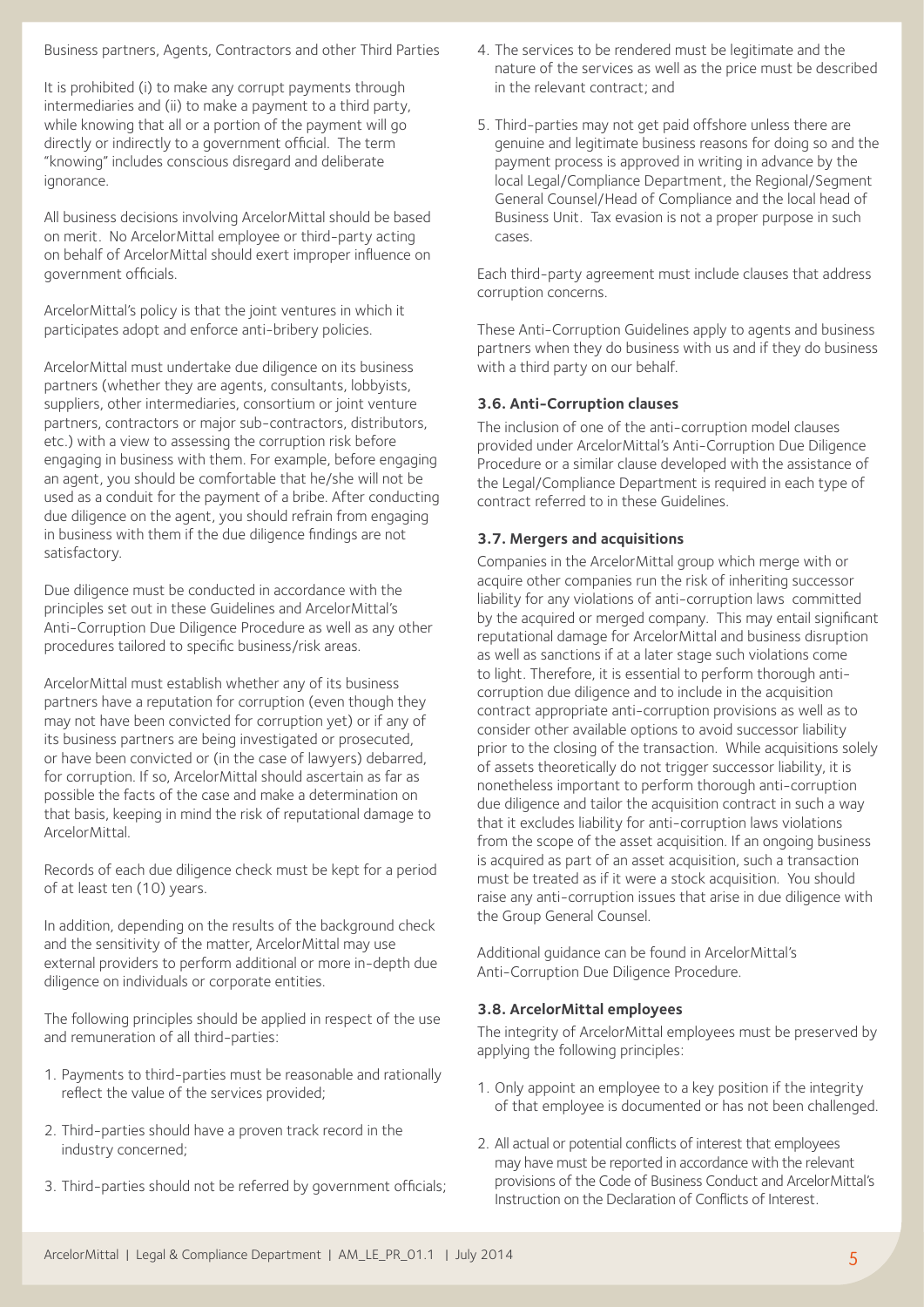Business partners, Agents, Contractors and other Third Parties

It is prohibited (i) to make any corrupt payments through intermediaries and (ii) to make a payment to a third party, while knowing that all or a portion of the payment will go directly or indirectly to a government official. The term "knowing" includes conscious disregard and deliberate ignorance.

All business decisions involving ArcelorMittal should be based on merit. No ArcelorMittal employee or third-party acting on behalf of ArcelorMittal should exert improper influence on government officials.

ArcelorMittal's policy is that the joint ventures in which it participates adopt and enforce anti-bribery policies.

ArcelorMittal must undertake due diligence on its business partners (whether they are agents, consultants, lobbyists, suppliers, other intermediaries, consortium or joint venture partners, contractors or major sub-contractors, distributors, etc.) with a view to assessing the corruption risk before engaging in business with them. For example, before engaging an agent, you should be comfortable that he/she will not be used as a conduit for the payment of a bribe. After conducting due diligence on the agent, you should refrain from engaging in business with them if the due diligence findings are not satisfactory.

Due diligence must be conducted in accordance with the principles set out in these Guidelines and ArcelorMittal's Anti-Corruption Due Diligence Procedure as well as any other procedures tailored to specific business/risk areas.

ArcelorMittal must establish whether any of its business partners have a reputation for corruption (even though they may not have been convicted for corruption yet) or if any of its business partners are being investigated or prosecuted, or have been convicted or (in the case of lawyers) debarred, for corruption. If so, ArcelorMittal should ascertain as far as possible the facts of the case and make a determination on that basis, keeping in mind the risk of reputational damage to ArcelorMittal.

Records of each due diligence check must be kept for a period of at least ten (10) years.

In addition, depending on the results of the background check and the sensitivity of the matter, ArcelorMittal may use external providers to perform additional or more in-depth due diligence on individuals or corporate entities.

The following principles should be applied in respect of the use and remuneration of all third-parties:

1. Payments to third-parties must be reasonable and rationally reflect the value of the services provided;
2. Third-parties should have a proven track record in the industry concerned;
3. Third-parties should not be referred by government officials;
4. The services to be rendered must be legitimate and the nature of the services as well as the price must be described in the relevant contract; and
5. Third-parties may not get paid offshore unless there are genuine and legitimate business reasons for doing so and the payment process is approved in writing in advance by the local Legal/Compliance Department, the Regional/Segment General Counsel/Head of Compliance and the local head of Business Unit. Tax evasion is not a proper purpose in such cases.

Each third-party agreement must include clauses that address corruption concerns.

These Anti-Corruption Guidelines apply to agents and business partners when they do business with us and if they do business with a third party on our behalf.

### 3.6. Anti-Corruption clauses

The inclusion of one of the anti-corruption model clauses provided under ArcelorMittal's Anti-Corruption Due Diligence Procedure or a similar clause developed with the assistance of the Legal/Compliance Department is required in each type of contract referred to in these Guidelines.

### 3.7. Mergers and acquisitions

Companies in the ArcelorMittal group which merge with or acquire other companies run the risk of inheriting successor liability for any violations of anti-corruption laws committed by the acquired or merged company. This may entail significant reputational damage for ArcelorMittal and business disruption as well as sanctions if at a later stage such violations come to light. Therefore, it is essential to perform thorough anti-corruption due diligence and to include in the acquisition contract appropriate anti-corruption provisions as well as to consider other available options to avoid successor liability prior to the closing of the transaction. While acquisitions solely of assets theoretically do not trigger successor liability, it is nonetheless important to perform thorough anti-corruption due diligence and tailor the acquisition contract in such a way that it excludes liability for anti-corruption laws violations from the scope of the asset acquisition. If an ongoing business is acquired as part of an asset acquisition, such a transaction must be treated as if it were a stock acquisition. You should raise any anti-corruption issues that arise in due diligence with the Group General Counsel.

Additional guidance can be found in ArcelorMittal's Anti-Corruption Due Diligence Procedure.

### 3.8. ArcelorMittal employees

The integrity of ArcelorMittal employees must be preserved by applying the following principles:

1. Only appoint an employee to a key position if the integrity of that employee is documented or has not been challenged.
2. All actual or potential conflicts of interest that employees may have must be reported in accordance with the relevant provisions of the Code of Business Conduct and ArcelorMittal's Instruction on the Declaration of Conflicts of Interest.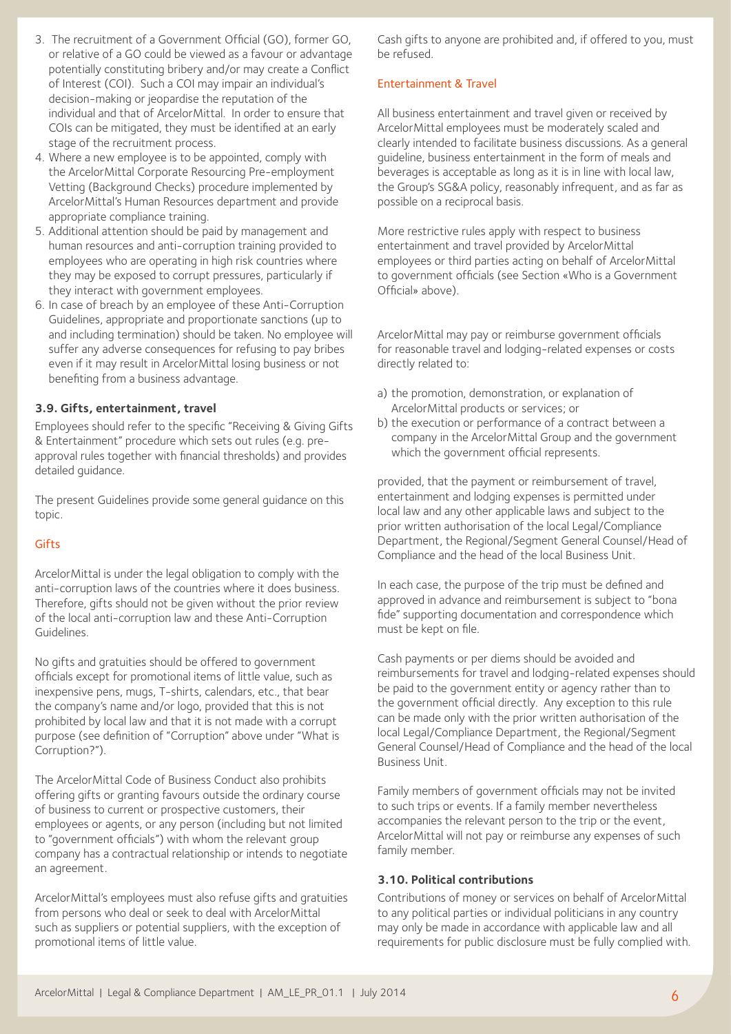3. The recruitment of a Government Official (GO), former GO, or relative of a GO could be viewed as a favour or advantage potentially constituting bribery and/or may create a Conflict of Interest (COI). Such a COI may impair an individual's decision-making or jeopardise the reputation of the individual and that of ArcelorMittal. In order to ensure that COIs can be mitigated, they must be identified at an early stage of the recruitment process.
4. Where a new employee is to be appointed, comply with the ArcelorMittal Corporate Resourcing Pre-employment Vetting (Background Checks) procedure implemented by ArcelorMittal's Human Resources department and provide appropriate compliance training.
5. Additional attention should be paid by management and human resources and anti-corruption training provided to employees who are operating in high risk countries where they may be exposed to corrupt pressures, particularly if they interact with government employees.
6. In case of breach by an employee of these Anti-Corruption Guidelines, appropriate and proportionate sanctions (up to and including termination) should be taken. No employee will suffer any adverse consequences for refusing to pay bribes even if it may result in ArcelorMittal losing business or not benefiting from a business advantage.

### 3.9. Gifts, entertainment, travel

Employees should refer to the specific "Receiving & Giving Gifts & Entertainment" procedure which sets out rules (e.g. pre-approval rules together with financial thresholds) and provides detailed guidance.

The present Guidelines provide some general guidance on this topic.

#### Gifts

ArcelorMittal is under the legal obligation to comply with the anti-corruption laws of the countries where it does business. Therefore, gifts should not be given without the prior review of the local anti-corruption law and these Anti-Corruption Guidelines.

No gifts and gratuities should be offered to government officials except for promotional items of little value, such as inexpensive pens, mugs, T-shirts, calendars, etc., that bear the company's name and/or logo, provided that this is not prohibited by local law and that it is not made with a corrupt purpose (see definition of "Corruption" above under "What is Corruption?").

The ArcelorMittal Code of Business Conduct also prohibits offering gifts or granting favours outside the ordinary course of business to current or prospective customers, their employees or agents, or any person (including but not limited to "government officials") with whom the relevant group company has a contractual relationship or intends to negotiate an agreement.

ArcelorMittal's employees must also refuse gifts and gratuities from persons who deal or seek to deal with ArcelorMittal such as suppliers or potential suppliers, with the exception of promotional items of little value.

Cash gifts to anyone are prohibited and, if offered to you, must be refused.

#### Entertainment & Travel

All business entertainment and travel given or received by ArcelorMittal employees must be moderately scaled and clearly intended to facilitate business discussions. As a general guideline, business entertainment in the form of meals and beverages is acceptable as long as it is in line with local law, the Group's SG&A policy, reasonably infrequent, and as far as possible on a reciprocal basis.

More restrictive rules apply with respect to business entertainment and travel provided by ArcelorMittal employees or third parties acting on behalf of ArcelorMittal to government officials (see Section «Who is a Government Official» above).

ArcelorMittal may pay or reimburse government officials for reasonable travel and lodging-related expenses or costs directly related to:

a) the promotion, demonstration, or explanation of ArcelorMittal products or services; or
b) the execution or performance of a contract between a company in the ArcelorMittal Group and the government which the government official represents.

provided, that the payment or reimbursement of travel, entertainment and lodging expenses is permitted under local law and any other applicable laws and subject to the prior written authorisation of the local Legal/Compliance Department, the Regional/Segment General Counsel/Head of Compliance and the head of the local Business Unit.

In each case, the purpose of the trip must be defined and approved in advance and reimbursement is subject to "bona fide" supporting documentation and correspondence which must be kept on file.

Cash payments or per diems should be avoided and reimbursements for travel and lodging-related expenses should be paid to the government entity or agency rather than to the government official directly. Any exception to this rule can be made only with the prior written authorisation of the local Legal/Compliance Department, the Regional/Segment General Counsel/Head of Compliance and the head of the local Business Unit.

Family members of government officials may not be invited to such trips or events. If a family member nevertheless accompanies the relevant person to the trip or the event, ArcelorMittal will not pay or reimburse any expenses of such family member.

### 3.10. Political contributions

Contributions of money or services on behalf of ArcelorMittal to any political parties or individual politicians in any country may only be made in accordance with applicable law and all requirements for public disclosure must be fully complied with.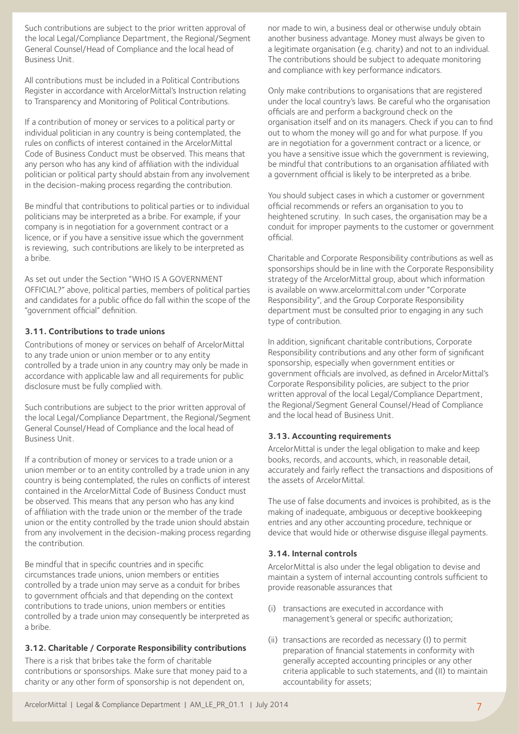Such contributions are subject to the prior written approval of the local Legal/Compliance Department, the Regional/Segment General Counsel/Head of Compliance and the local head of Business Unit.

All contributions must be included in a Political Contributions Register in accordance with ArcelorMittal's Instruction relating to Transparency and Monitoring of Political Contributions.

If a contribution of money or services to a political party or individual politician in any country is being contemplated, the rules on conflicts of interest contained in the ArcelorMittal Code of Business Conduct must be observed. This means that any person who has any kind of affiliation with the individual politician or political party should abstain from any involvement in the decision-making process regarding the contribution.

Be mindful that contributions to political parties or to individual politicians may be interpreted as a bribe. For example, if your company is in negotiation for a government contract or a licence, or if you have a sensitive issue which the government is reviewing, such contributions are likely to be interpreted as a bribe.

As set out under the Section "WHO IS A GOVERNMENT OFFICIAL?" above, political parties, members of political parties and candidates for a public office do fall within the scope of the "government official" definition.

### 3.11. Contributions to trade unions

Contributions of money or services on behalf of ArcelorMittal to any trade union or union member or to any entity controlled by a trade union in any country may only be made in accordance with applicable law and all requirements for public disclosure must be fully complied with.

Such contributions are subject to the prior written approval of the local Legal/Compliance Department, the Regional/Segment General Counsel/Head of Compliance and the local head of Business Unit.

If a contribution of money or services to a trade union or a union member or to an entity controlled by a trade union in any country is being contemplated, the rules on conflicts of interest contained in the ArcelorMittal Code of Business Conduct must be observed. This means that any person who has any kind of affiliation with the trade union or the member of the trade union or the entity controlled by the trade union should abstain from any involvement in the decision-making process regarding the contribution.

Be mindful that in specific countries and in specific circumstances trade unions, union members or entities controlled by a trade union may serve as a conduit for bribes to government officials and that depending on the context contributions to trade unions, union members or entities controlled by a trade union may consequently be interpreted as a bribe.

### 3.12. Charitable / Corporate Responsibility contributions

There is a risk that bribes take the form of charitable contributions or sponsorships. Make sure that money paid to a charity or any other form of sponsorship is not dependent on, nor made to win, a business deal or otherwise unduly obtain another business advantage. Money must always be given to a legitimate organisation (e.g. charity) and not to an individual. The contributions should be subject to adequate monitoring and compliance with key performance indicators.

Only make contributions to organisations that are registered under the local country's laws. Be careful who the organisation officials are and perform a background check on the organisation itself and on its managers. Check if you can to find out to whom the money will go and for what purpose. If you are in negotiation for a government contract or a licence, or you have a sensitive issue which the government is reviewing, be mindful that contributions to an organisation affiliated with a government official is likely to be interpreted as a bribe.

You should subject cases in which a customer or government official recommends or refers an organisation to you to heightened scrutiny. In such cases, the organisation may be a conduit for improper payments to the customer or government official.

Charitable and Corporate Responsibility contributions as well as sponsorships should be in line with the Corporate Responsibility strategy of the ArcelorMittal group, about which information is available on www.arcelormittal.com under "Corporate Responsibility", and the Group Corporate Responsibility department must be consulted prior to engaging in any such type of contribution.

In addition, significant charitable contributions, Corporate Responsibility contributions and any other form of significant sponsorship, especially when government entities or government officials are involved, as defined in ArcelorMittal's Corporate Responsibility policies, are subject to the prior written approval of the local Legal/Compliance Department, the Regional/Segment General Counsel/Head of Compliance and the local head of Business Unit.

### 3.13. Accounting requirements

ArcelorMittal is under the legal obligation to make and keep books, records, and accounts, which, in reasonable detail, accurately and fairly reflect the transactions and dispositions of the assets of ArcelorMittal.

The use of false documents and invoices is prohibited, as is the making of inadequate, ambiguous or deceptive bookkeeping entries and any other accounting procedure, technique or device that would hide or otherwise disguise illegal payments.

### 3.14. Internal controls

ArcelorMittal is also under the legal obligation to devise and maintain a system of internal accounting controls sufficient to provide reasonable assurances that

(i) transactions are executed in accordance with management's general or specific authorization;

(ii) transactions are recorded as necessary (I) to permit preparation of financial statements in conformity with generally accepted accounting principles or any other criteria applicable to such statements, and (II) to maintain accountability for assets;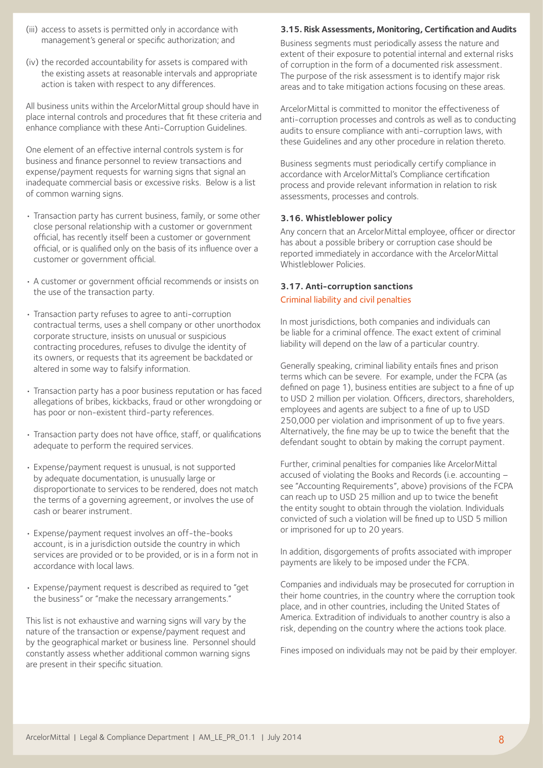(iii) access to assets is permitted only in accordance with management's general or specific authorization; and

(iv) the recorded accountability for assets is compared with the existing assets at reasonable intervals and appropriate action is taken with respect to any differences.

All business units within the ArcelorMittal group should have in place internal controls and procedures that fit these criteria and enhance compliance with these Anti-Corruption Guidelines.

One element of an effective internal controls system is for business and finance personnel to review transactions and expense/payment requests for warning signs that signal an inadequate commercial basis or excessive risks. Below is a list of common warning signs.

- Transaction party has current business, family, or some other close personal relationship with a customer or government official, has recently itself been a customer or government official, or is qualified only on the basis of its influence over a customer or government official.
- A customer or government official recommends or insists on the use of the transaction party.
- Transaction party refuses to agree to anti-corruption contractual terms, uses a shell company or other unorthodox corporate structure, insists on unusual or suspicious contracting procedures, refuses to divulge the identity of its owners, or requests that its agreement be backdated or altered in some way to falsify information.
- Transaction party has a poor business reputation or has faced allegations of bribes, kickbacks, fraud or other wrongdoing or has poor or non-existent third-party references.
- Transaction party does not have office, staff, or qualifications adequate to perform the required services.
- Expense/payment request is unusual, is not supported by adequate documentation, is unusually large or disproportionate to services to be rendered, does not match the terms of a governing agreement, or involves the use of cash or bearer instrument.
- Expense/payment request involves an off-the-books account, is in a jurisdiction outside the country in which services are provided or to be provided, or is in a form not in accordance with local laws.
- Expense/payment request is described as required to "get the business" or "make the necessary arrangements."

This list is not exhaustive and warning signs will vary by the nature of the transaction or expense/payment request and by the geographical market or business line. Personnel should constantly assess whether additional common warning signs are present in their specific situation.

### 3.15. Risk Assessments, Monitoring, Certification and Audits

Business segments must periodically assess the nature and extent of their exposure to potential internal and external risks of corruption in the form of a documented risk assessment. The purpose of the risk assessment is to identify major risk areas and to take mitigation actions focusing on these areas.

ArcelorMittal is committed to monitor the effectiveness of anti-corruption processes and controls as well as to conducting audits to ensure compliance with anti-corruption laws, with these Guidelines and any other procedure in relation thereto.

Business segments must periodically certify compliance in accordance with ArcelorMittal's Compliance certification process and provide relevant information in relation to risk assessments, processes and controls.

### 3.16. Whistleblower policy

Any concern that an ArcelorMittal employee, officer or director has about a possible bribery or corruption case should be reported immediately in accordance with the ArcelorMittal Whistleblower Policies.

### 3.17. Anti-corruption sanctions

#### Criminal liability and civil penalties

In most jurisdictions, both companies and individuals can be liable for a criminal offence. The exact extent of criminal liability will depend on the law of a particular country.

Generally speaking, criminal liability entails fines and prison terms which can be severe. For example, under the FCPA (as defined on page 1), business entities are subject to a fine of up to USD 2 million per violation. Officers, directors, shareholders, employees and agents are subject to a fine of up to USD 250,000 per violation and imprisonment of up to five years. Alternatively, the fine may be up to twice the benefit that the defendant sought to obtain by making the corrupt payment.

Further, criminal penalties for companies like ArcelorMittal accused of violating the Books and Records (i.e. accounting – see "Accounting Requirements", above) provisions of the FCPA can reach up to USD 25 million and up to twice the benefit the entity sought to obtain through the violation. Individuals convicted of such a violation will be fined up to USD 5 million or imprisoned for up to 20 years.

In addition, disgorgements of profits associated with improper payments are likely to be imposed under the FCPA.

Companies and individuals may be prosecuted for corruption in their home countries, in the country where the corruption took place, and in other countries, including the United States of America. Extradition of individuals to another country is also a risk, depending on the country where the actions took place.

Fines imposed on individuals may not be paid by their employer.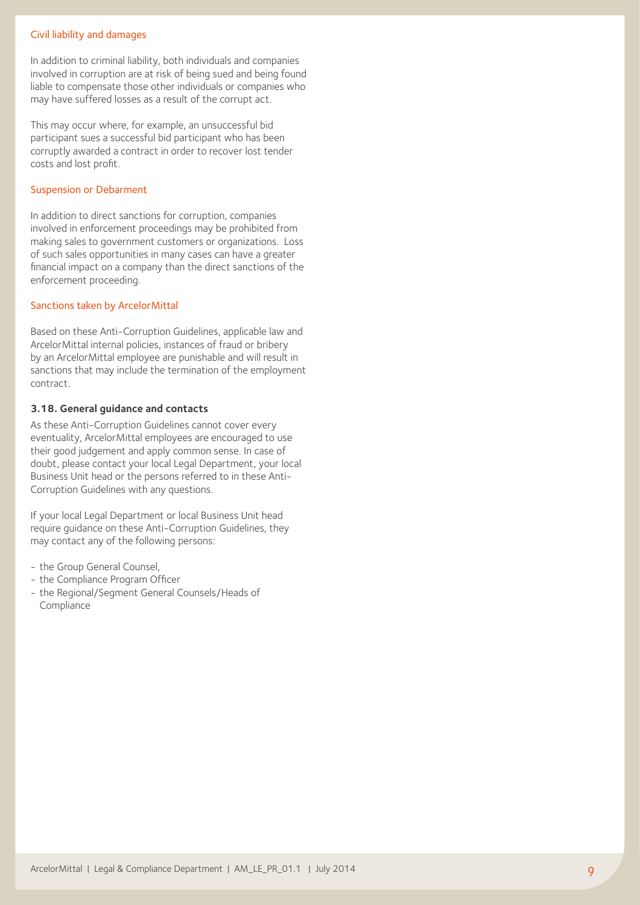#### Civil liability and damages

In addition to criminal liability, both individuals and companies involved in corruption are at risk of being sued and being found liable to compensate those other individuals or companies who may have suffered losses as a result of the corrupt act.

This may occur where, for example, an unsuccessful bid participant sues a successful bid participant who has been corruptly awarded a contract in order to recover lost tender costs and lost profit.

#### Suspension or Debarment

In addition to direct sanctions for corruption, companies involved in enforcement proceedings may be prohibited from making sales to government customers or organizations. Loss of such sales opportunities in many cases can have a greater financial impact on a company than the direct sanctions of the enforcement proceeding.

#### Sanctions taken by ArcelorMittal

Based on these Anti-Corruption Guidelines, applicable law and ArcelorMittal internal policies, instances of fraud or bribery by an ArcelorMittal employee are punishable and will result in sanctions that may include the termination of the employment contract.

### 3.18. General guidance and contacts

As these Anti-Corruption Guidelines cannot cover every eventuality, ArcelorMittal employees are encouraged to use their good judgement and apply common sense. In case of doubt, please contact your local Legal Department, your local Business Unit head or the persons referred to in these Anti-Corruption Guidelines with any questions.

If your local Legal Department or local Business Unit head require guidance on these Anti-Corruption Guidelines, they may contact any of the following persons:

- the Group General Counsel,
- the Compliance Program Officer
- the Regional/Segment General Counsels/Heads of Compliance